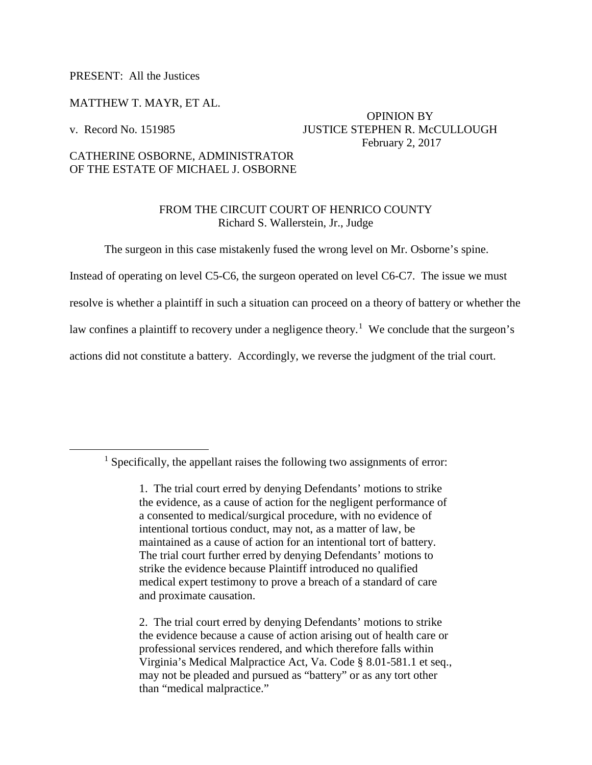PRESENT: All the Justices

MATTHEW T. MAYR, ET AL.

v. Record No. 151985

OPINION BY
JUSTICE STEPHEN R. McCULLOUGH
February 2, 2017

CATHERINE OSBORNE, ADMINISTRATOR
OF THE ESTATE OF MICHAEL J. OSBORNE

FROM THE CIRCUIT COURT OF HENRICO COUNTY
Richard S. Wallerstein, Jr., Judge

The surgeon in this case mistakenly fused the wrong level on Mr. Osborne's spine. Instead of operating on level C5-C6, the surgeon operated on level C6-C7. The issue we must resolve is whether a plaintiff in such a situation can proceed on a theory of battery or whether the law confines a plaintiff to recovery under a negligence theory.[1] We conclude that the surgeon's actions did not constitute a battery. Accordingly, we reverse the judgment of the trial court.

---

[1] Specifically, the appellant raises the following two assignments of error:

> 1. The trial court erred by denying Defendants' motions to strike the evidence, as a cause of action for the negligent performance of a consented to medical/surgical procedure, with no evidence of intentional tortious conduct, may not, as a matter of law, be maintained as a cause of action for an intentional tort of battery. The trial court further erred by denying Defendants' motions to strike the evidence because Plaintiff introduced no qualified medical expert testimony to prove a breach of a standard of care and proximate causation.
>
> 2. The trial court erred by denying Defendants' motions to strike the evidence because a cause of action arising out of health care or professional services rendered, and which therefore falls within Virginia's Medical Malpractice Act, Va. Code § 8.01-581.1 et seq., may not be pleaded and pursued as "battery" or as any tort other than "medical malpractice."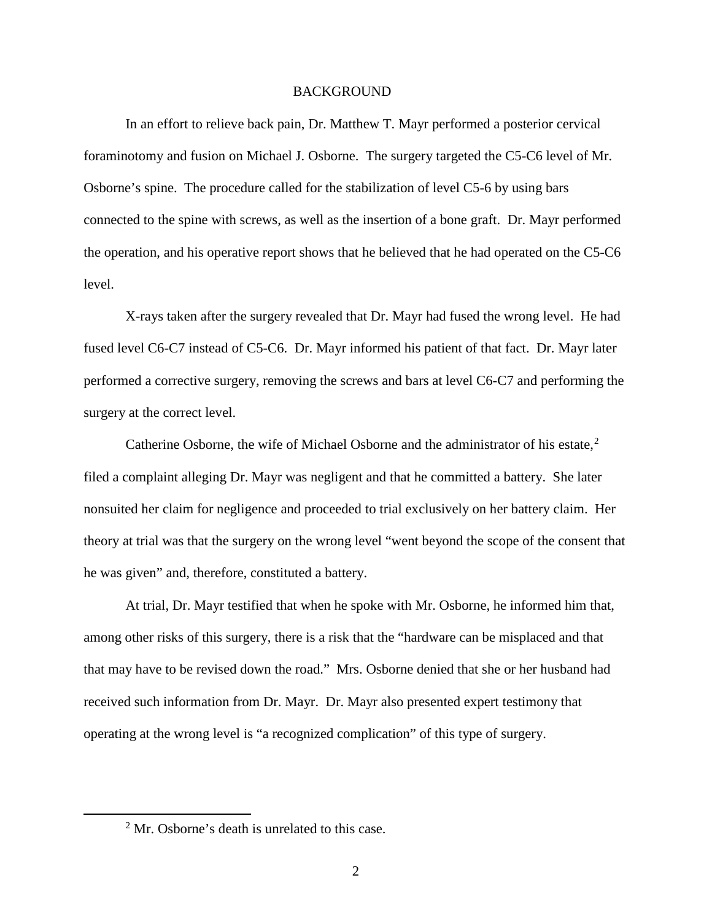## BACKGROUND

In an effort to relieve back pain, Dr. Matthew T. Mayr performed a posterior cervical foraminotomy and fusion on Michael J. Osborne. The surgery targeted the C5-C6 level of Mr. Osborne's spine. The procedure called for the stabilization of level C5-6 by using bars connected to the spine with screws, as well as the insertion of a bone graft. Dr. Mayr performed the operation, and his operative report shows that he believed that he had operated on the C5-C6 level.

X-rays taken after the surgery revealed that Dr. Mayr had fused the wrong level. He had fused level C6-C7 instead of C5-C6. Dr. Mayr informed his patient of that fact. Dr. Mayr later performed a corrective surgery, removing the screws and bars at level C6-C7 and performing the surgery at the correct level.

Catherine Osborne, the wife of Michael Osborne and the administrator of his estate,[2] filed a complaint alleging Dr. Mayr was negligent and that he committed a battery. She later nonsuited her claim for negligence and proceeded to trial exclusively on her battery claim. Her theory at trial was that the surgery on the wrong level "went beyond the scope of the consent that he was given" and, therefore, constituted a battery.

At trial, Dr. Mayr testified that when he spoke with Mr. Osborne, he informed him that, among other risks of this surgery, there is a risk that the "hardware can be misplaced and that that may have to be revised down the road." Mrs. Osborne denied that she or her husband had received such information from Dr. Mayr. Dr. Mayr also presented expert testimony that operating at the wrong level is "a recognized complication" of this type of surgery.

[2] Mr. Osborne's death is unrelated to this case.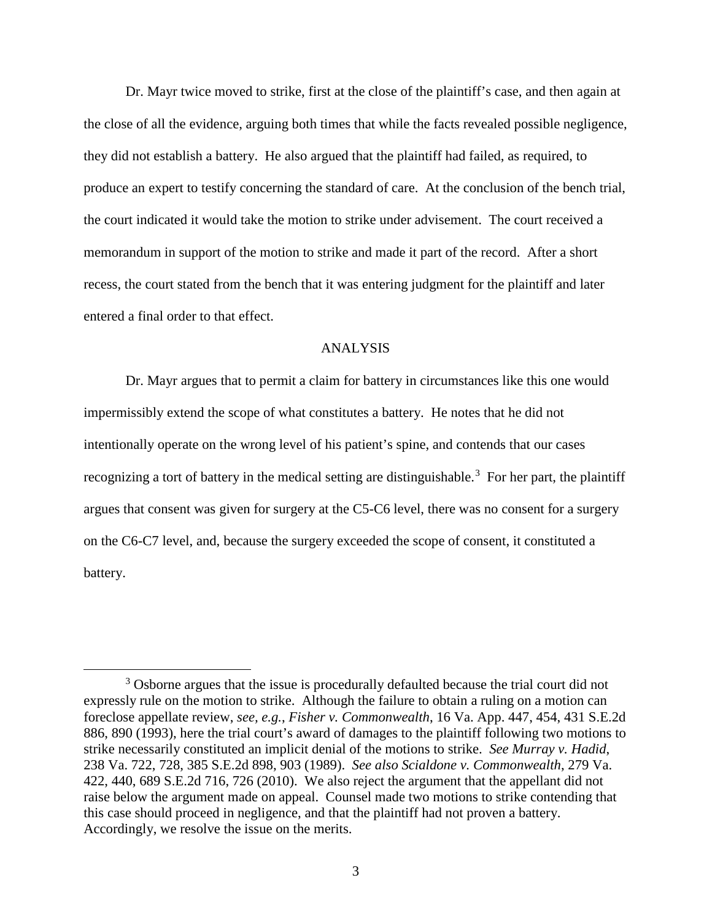Dr. Mayr twice moved to strike, first at the close of the plaintiff's case, and then again at the close of all the evidence, arguing both times that while the facts revealed possible negligence, they did not establish a battery. He also argued that the plaintiff had failed, as required, to produce an expert to testify concerning the standard of care. At the conclusion of the bench trial, the court indicated it would take the motion to strike under advisement. The court received a memorandum in support of the motion to strike and made it part of the record. After a short recess, the court stated from the bench that it was entering judgment for the plaintiff and later entered a final order to that effect.

## ANALYSIS

Dr. Mayr argues that to permit a claim for battery in circumstances like this one would impermissibly extend the scope of what constitutes a battery. He notes that he did not intentionally operate on the wrong level of his patient's spine, and contends that our cases recognizing a tort of battery in the medical setting are distinguishable.[3] For her part, the plaintiff argues that consent was given for surgery at the C5-C6 level, there was no consent for a surgery on the C6-C7 level, and, because the surgery exceeded the scope of consent, it constituted a battery.

---

[3] Osborne argues that the issue is procedurally defaulted because the trial court did not expressly rule on the motion to strike. Although the failure to obtain a ruling on a motion can foreclose appellate review, *see, e.g.*, *Fisher v. Commonwealth*, 16 Va. App. 447, 454, 431 S.E.2d 886, 890 (1993), here the trial court's award of damages to the plaintiff following two motions to strike necessarily constituted an implicit denial of the motions to strike. *See Murray v. Hadid*, 238 Va. 722, 728, 385 S.E.2d 898, 903 (1989). *See also Scialdone v. Commonwealth*, 279 Va. 422, 440, 689 S.E.2d 716, 726 (2010). We also reject the argument that the appellant did not raise below the argument made on appeal. Counsel made two motions to strike contending that this case should proceed in negligence, and that the plaintiff had not proven a battery. Accordingly, we resolve the issue on the merits.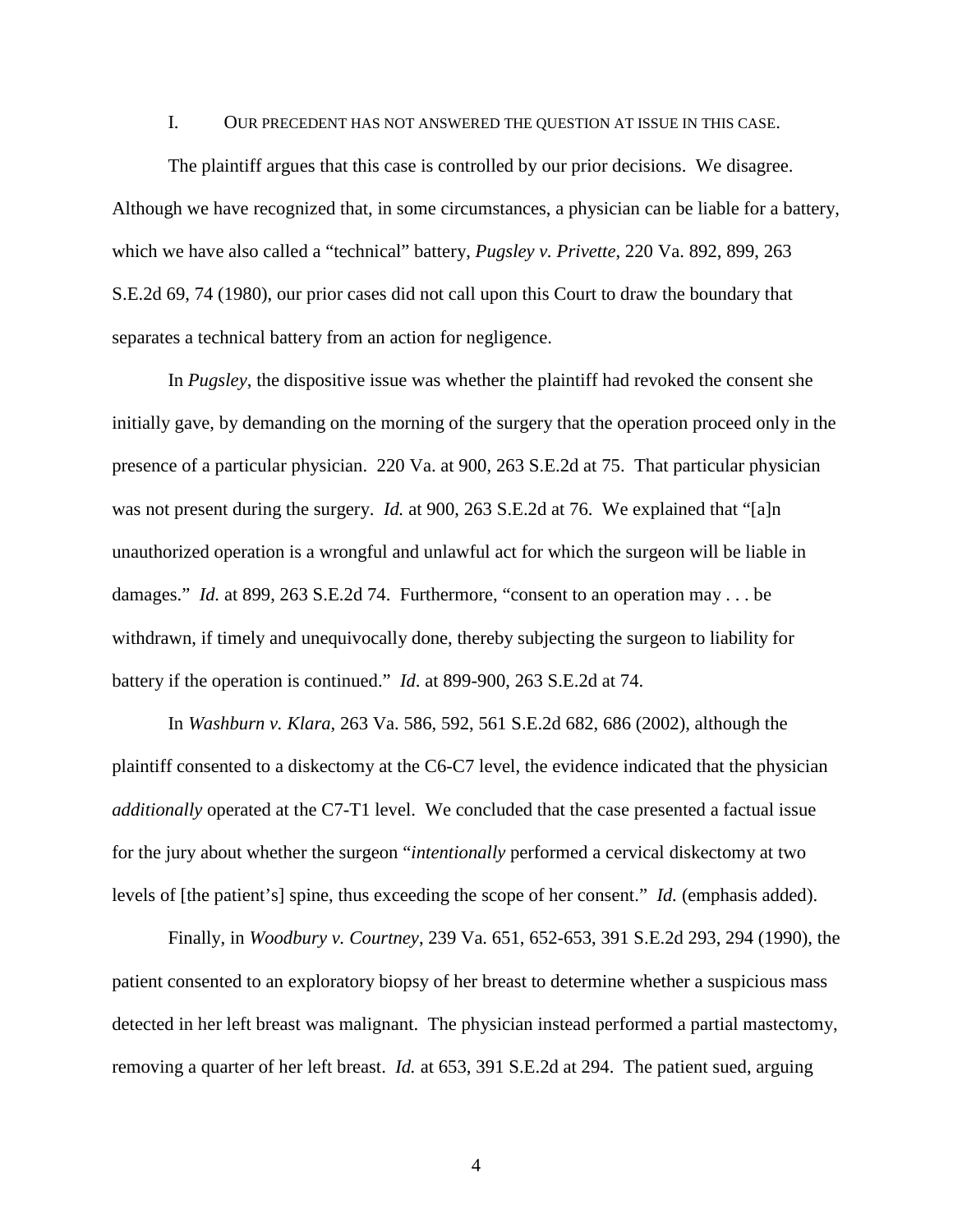## I. OUR PRECEDENT HAS NOT ANSWERED THE QUESTION AT ISSUE IN THIS CASE.

The plaintiff argues that this case is controlled by our prior decisions. We disagree. Although we have recognized that, in some circumstances, a physician can be liable for a battery, which we have also called a "technical" battery, *Pugsley v. Privette*, 220 Va. 892, 899, 263 S.E.2d 69, 74 (1980), our prior cases did not call upon this Court to draw the boundary that separates a technical battery from an action for negligence.

In *Pugsley*, the dispositive issue was whether the plaintiff had revoked the consent she initially gave, by demanding on the morning of the surgery that the operation proceed only in the presence of a particular physician. 220 Va. at 900, 263 S.E.2d at 75. That particular physician was not present during the surgery. *Id.* at 900, 263 S.E.2d at 76. We explained that "[a]n unauthorized operation is a wrongful and unlawful act for which the surgeon will be liable in damages." *Id.* at 899, 263 S.E.2d 74. Furthermore, "consent to an operation may . . . be withdrawn, if timely and unequivocally done, thereby subjecting the surgeon to liability for battery if the operation is continued." *Id.* at 899-900, 263 S.E.2d at 74.

In *Washburn v. Klara*, 263 Va. 586, 592, 561 S.E.2d 682, 686 (2002), although the plaintiff consented to a diskectomy at the C6-C7 level, the evidence indicated that the physician *additionally* operated at the C7-T1 level. We concluded that the case presented a factual issue for the jury about whether the surgeon "*intentionally* performed a cervical diskectomy at two levels of [the patient's] spine, thus exceeding the scope of her consent." *Id.* (emphasis added).

Finally, in *Woodbury v. Courtney*, 239 Va. 651, 652-653, 391 S.E.2d 293, 294 (1990), the patient consented to an exploratory biopsy of her breast to determine whether a suspicious mass detected in her left breast was malignant. The physician instead performed a partial mastectomy, removing a quarter of her left breast. *Id.* at 653, 391 S.E.2d at 294. The patient sued, arguing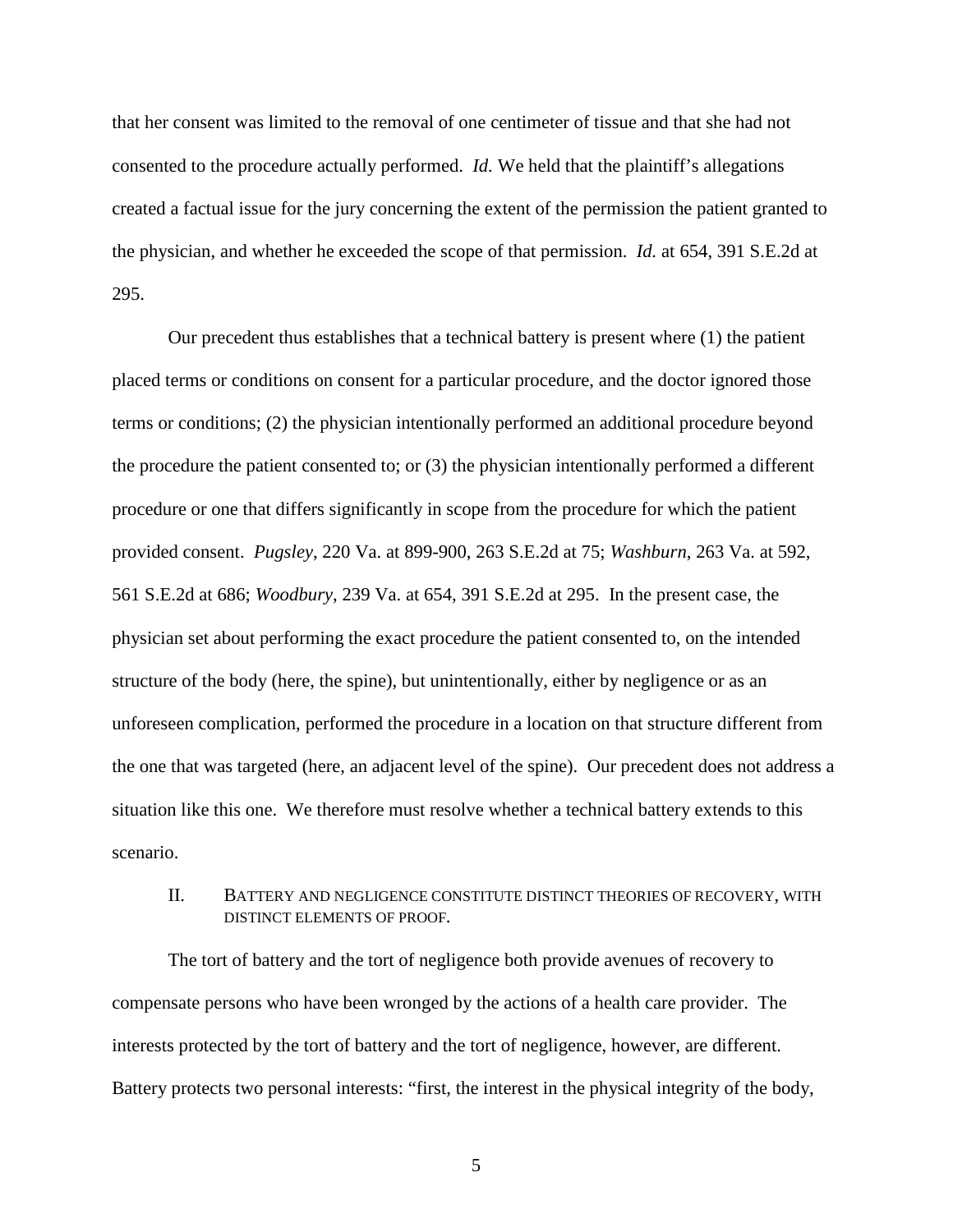that her consent was limited to the removal of one centimeter of tissue and that she had not consented to the procedure actually performed. *Id*. We held that the plaintiff's allegations created a factual issue for the jury concerning the extent of the permission the patient granted to the physician, and whether he exceeded the scope of that permission. *Id.* at 654, 391 S.E.2d at 295.

Our precedent thus establishes that a technical battery is present where (1) the patient placed terms or conditions on consent for a particular procedure, and the doctor ignored those terms or conditions; (2) the physician intentionally performed an additional procedure beyond the procedure the patient consented to; or (3) the physician intentionally performed a different procedure or one that differs significantly in scope from the procedure for which the patient provided consent. *Pugsley*, 220 Va. at 899-900, 263 S.E.2d at 75; *Washburn*, 263 Va. at 592, 561 S.E.2d at 686; *Woodbury*, 239 Va. at 654, 391 S.E.2d at 295. In the present case, the physician set about performing the exact procedure the patient consented to, on the intended structure of the body (here, the spine), but unintentionally, either by negligence or as an unforeseen complication, performed the procedure in a location on that structure different from the one that was targeted (here, an adjacent level of the spine). Our precedent does not address a situation like this one. We therefore must resolve whether a technical battery extends to this scenario.

## II. Battery and negligence constitute distinct theories of recovery, with distinct elements of proof.

The tort of battery and the tort of negligence both provide avenues of recovery to compensate persons who have been wronged by the actions of a health care provider. The interests protected by the tort of battery and the tort of negligence, however, are different. Battery protects two personal interests: "first, the interest in the physical integrity of the body,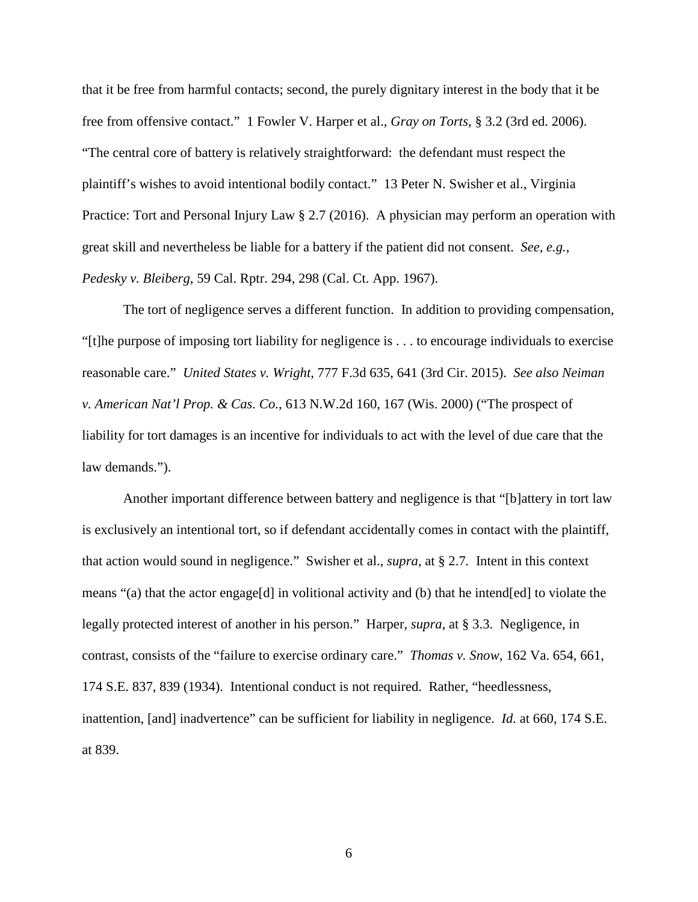that it be free from harmful contacts; second, the purely dignitary interest in the body that it be free from offensive contact." 1 Fowler V. Harper et al., *Gray on Torts*, § 3.2 (3rd ed. 2006). "The central core of battery is relatively straightforward: the defendant must respect the plaintiff's wishes to avoid intentional bodily contact." 13 Peter N. Swisher et al., Virginia Practice: Tort and Personal Injury Law § 2.7 (2016). A physician may perform an operation with great skill and nevertheless be liable for a battery if the patient did not consent. *See, e.g.*, *Pedesky v. Bleiberg*, 59 Cal. Rptr. 294, 298 (Cal. Ct. App. 1967).

The tort of negligence serves a different function. In addition to providing compensation, "[t]he purpose of imposing tort liability for negligence is . . . to encourage individuals to exercise reasonable care." *United States v. Wright*, 777 F.3d 635, 641 (3rd Cir. 2015). *See also Neiman v. American Nat'l Prop. & Cas. Co.*, 613 N.W.2d 160, 167 (Wis. 2000) ("The prospect of liability for tort damages is an incentive for individuals to act with the level of due care that the law demands.").

Another important difference between battery and negligence is that "[b]attery in tort law is exclusively an intentional tort, so if defendant accidentally comes in contact with the plaintiff, that action would sound in negligence." Swisher et al., *supra*, at § 2.7. Intent in this context means "(a) that the actor engage[d] in volitional activity and (b) that he intend[ed] to violate the legally protected interest of another in his person." Harper, *supra*, at § 3.3. Negligence, in contrast, consists of the "failure to exercise ordinary care." *Thomas v. Snow*, 162 Va. 654, 661, 174 S.E. 837, 839 (1934). Intentional conduct is not required. Rather, "heedlessness, inattention, [and] inadvertence" can be sufficient for liability in negligence. *Id.* at 660, 174 S.E. at 839.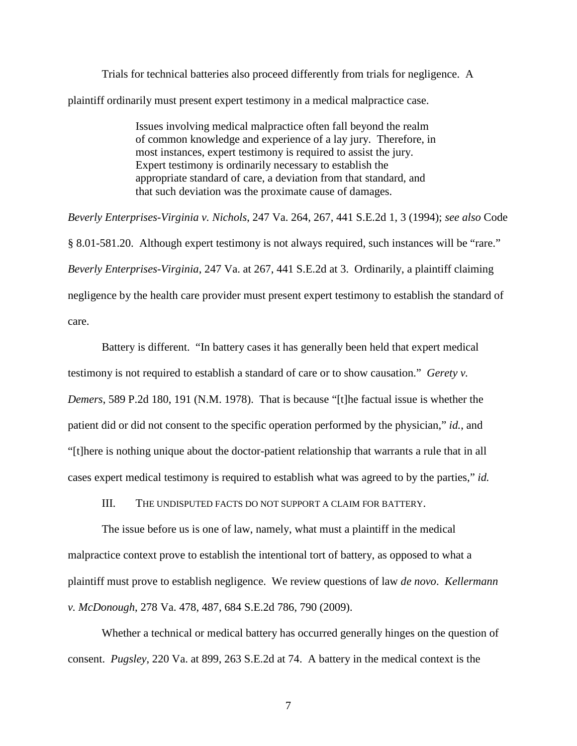Trials for technical batteries also proceed differently from trials for negligence. A plaintiff ordinarily must present expert testimony in a medical malpractice case.

> Issues involving medical malpractice often fall beyond the realm of common knowledge and experience of a lay jury. Therefore, in most instances, expert testimony is required to assist the jury. Expert testimony is ordinarily necessary to establish the appropriate standard of care, a deviation from that standard, and that such deviation was the proximate cause of damages.

*Beverly Enterprises-Virginia v. Nichols*, 247 Va. 264, 267, 441 S.E.2d 1, 3 (1994); *see also* Code § 8.01-581.20. Although expert testimony is not always required, such instances will be "rare." *Beverly Enterprises-Virginia*, 247 Va. at 267, 441 S.E.2d at 3. Ordinarily, a plaintiff claiming negligence by the health care provider must present expert testimony to establish the standard of care.

Battery is different. "In battery cases it has generally been held that expert medical testimony is not required to establish a standard of care or to show causation." *Gerety v. Demers*, 589 P.2d 180, 191 (N.M. 1978). That is because "[t]he factual issue is whether the patient did or did not consent to the specific operation performed by the physician," *id.*, and "[t]here is nothing unique about the doctor-patient relationship that warrants a rule that in all cases expert medical testimony is required to establish what was agreed to by the parties," *id.*

## III. THE UNDISPUTED FACTS DO NOT SUPPORT A CLAIM FOR BATTERY.

The issue before us is one of law, namely, what must a plaintiff in the medical malpractice context prove to establish the intentional tort of battery, as opposed to what a plaintiff must prove to establish negligence. We review questions of law *de novo*. *Kellermann v. McDonough*, 278 Va. 478, 487, 684 S.E.2d 786, 790 (2009).

Whether a technical or medical battery has occurred generally hinges on the question of consent. *Pugsley*, 220 Va. at 899, 263 S.E.2d at 74. A battery in the medical context is the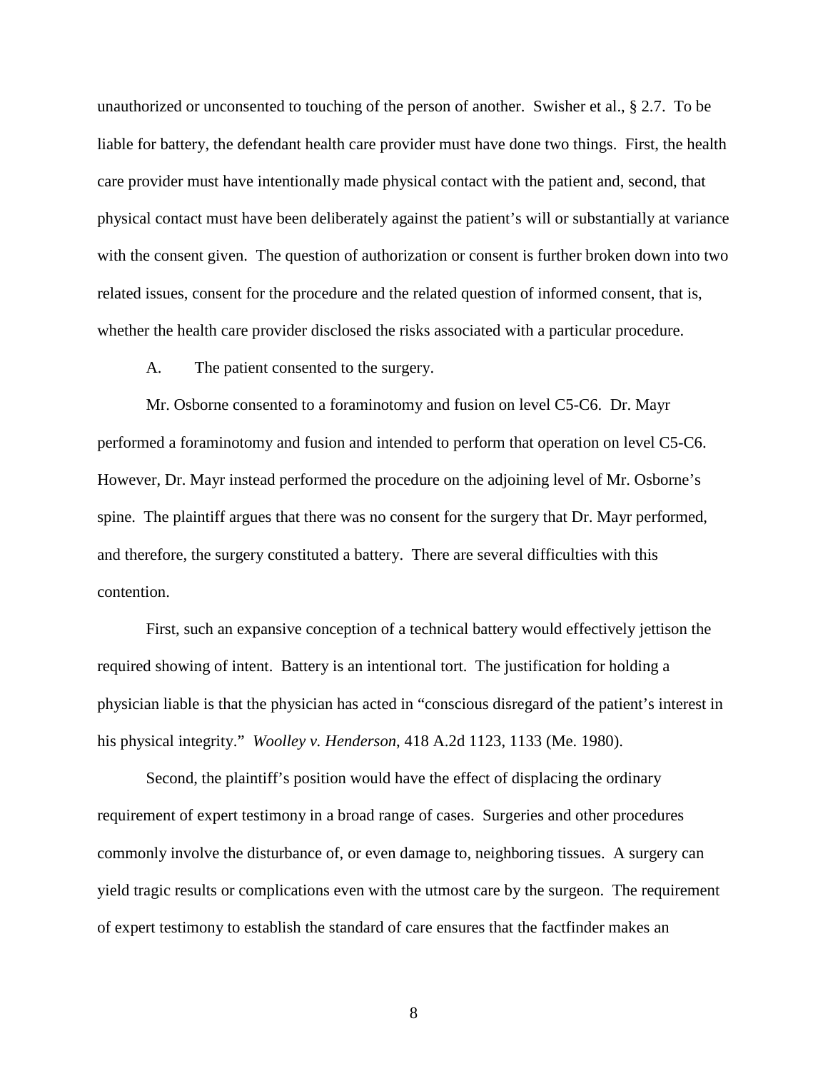unauthorized or unconsented to touching of the person of another. Swisher et al., § 2.7. To be liable for battery, the defendant health care provider must have done two things. First, the health care provider must have intentionally made physical contact with the patient and, second, that physical contact must have been deliberately against the patient's will or substantially at variance with the consent given. The question of authorization or consent is further broken down into two related issues, consent for the procedure and the related question of informed consent, that is, whether the health care provider disclosed the risks associated with a particular procedure.

A. The patient consented to the surgery.

Mr. Osborne consented to a foraminotomy and fusion on level C5-C6. Dr. Mayr performed a foraminotomy and fusion and intended to perform that operation on level C5-C6. However, Dr. Mayr instead performed the procedure on the adjoining level of Mr. Osborne's spine. The plaintiff argues that there was no consent for the surgery that Dr. Mayr performed, and therefore, the surgery constituted a battery. There are several difficulties with this contention.

First, such an expansive conception of a technical battery would effectively jettison the required showing of intent. Battery is an intentional tort. The justification for holding a physician liable is that the physician has acted in "conscious disregard of the patient's interest in his physical integrity." *Woolley v. Henderson*, 418 A.2d 1123, 1133 (Me. 1980).

Second, the plaintiff's position would have the effect of displacing the ordinary requirement of expert testimony in a broad range of cases. Surgeries and other procedures commonly involve the disturbance of, or even damage to, neighboring tissues. A surgery can yield tragic results or complications even with the utmost care by the surgeon. The requirement of expert testimony to establish the standard of care ensures that the factfinder makes an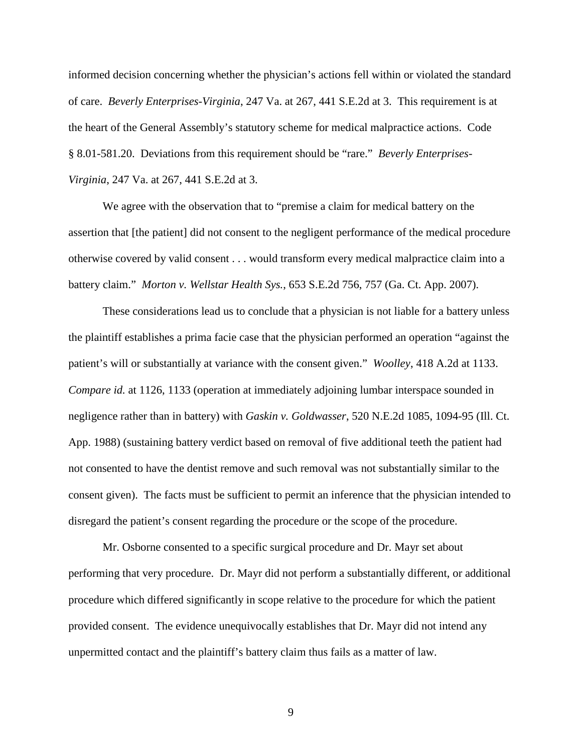informed decision concerning whether the physician's actions fell within or violated the standard of care. *Beverly Enterprises-Virginia*, 247 Va. at 267, 441 S.E.2d at 3. This requirement is at the heart of the General Assembly's statutory scheme for medical malpractice actions. Code § 8.01-581.20. Deviations from this requirement should be "rare." *Beverly Enterprises-Virginia*, 247 Va. at 267, 441 S.E.2d at 3.

We agree with the observation that to "premise a claim for medical battery on the assertion that [the patient] did not consent to the negligent performance of the medical procedure otherwise covered by valid consent . . . would transform every medical malpractice claim into a battery claim." *Morton v. Wellstar Health Sys.*, 653 S.E.2d 756, 757 (Ga. Ct. App. 2007).

These considerations lead us to conclude that a physician is not liable for a battery unless the plaintiff establishes a prima facie case that the physician performed an operation "against the patient's will or substantially at variance with the consent given." *Woolley*, 418 A.2d at 1133. *Compare id.* at 1126, 1133 (operation at immediately adjoining lumbar interspace sounded in negligence rather than in battery) with *Gaskin v. Goldwasser*, 520 N.E.2d 1085, 1094-95 (Ill. Ct. App. 1988) (sustaining battery verdict based on removal of five additional teeth the patient had not consented to have the dentist remove and such removal was not substantially similar to the consent given). The facts must be sufficient to permit an inference that the physician intended to disregard the patient's consent regarding the procedure or the scope of the procedure.

Mr. Osborne consented to a specific surgical procedure and Dr. Mayr set about performing that very procedure. Dr. Mayr did not perform a substantially different, or additional procedure which differed significantly in scope relative to the procedure for which the patient provided consent. The evidence unequivocally establishes that Dr. Mayr did not intend any unpermitted contact and the plaintiff's battery claim thus fails as a matter of law.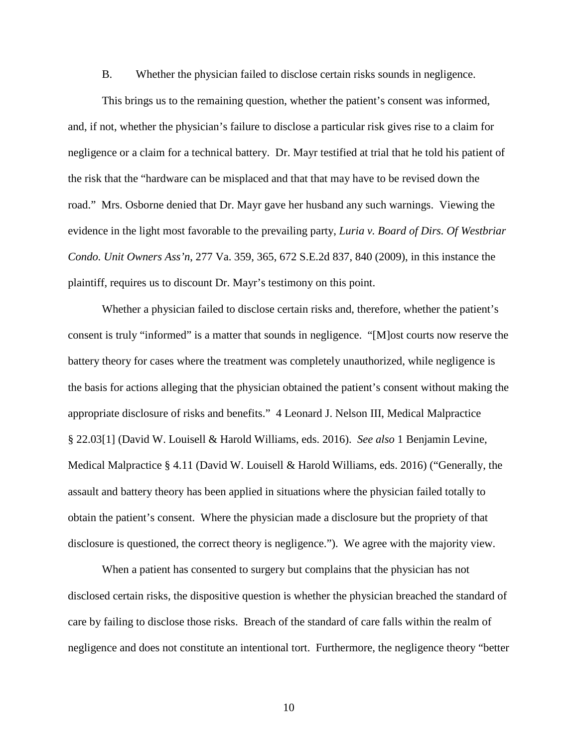B. Whether the physician failed to disclose certain risks sounds in negligence.

This brings us to the remaining question, whether the patient's consent was informed, and, if not, whether the physician's failure to disclose a particular risk gives rise to a claim for negligence or a claim for a technical battery. Dr. Mayr testified at trial that he told his patient of the risk that the "hardware can be misplaced and that that may have to be revised down the road." Mrs. Osborne denied that Dr. Mayr gave her husband any such warnings. Viewing the evidence in the light most favorable to the prevailing party, *Luria v. Board of Dirs. Of Westbriar Condo. Unit Owners Ass'n*, 277 Va. 359, 365, 672 S.E.2d 837, 840 (2009), in this instance the plaintiff, requires us to discount Dr. Mayr's testimony on this point.

Whether a physician failed to disclose certain risks and, therefore, whether the patient's consent is truly "informed" is a matter that sounds in negligence. "[M]ost courts now reserve the battery theory for cases where the treatment was completely unauthorized, while negligence is the basis for actions alleging that the physician obtained the patient's consent without making the appropriate disclosure of risks and benefits." 4 Leonard J. Nelson III, Medical Malpractice § 22.03[1] (David W. Louisell & Harold Williams, eds. 2016). *See also* 1 Benjamin Levine, Medical Malpractice § 4.11 (David W. Louisell & Harold Williams, eds. 2016) ("Generally, the assault and battery theory has been applied in situations where the physician failed totally to obtain the patient's consent. Where the physician made a disclosure but the propriety of that disclosure is questioned, the correct theory is negligence."). We agree with the majority view.

When a patient has consented to surgery but complains that the physician has not disclosed certain risks, the dispositive question is whether the physician breached the standard of care by failing to disclose those risks. Breach of the standard of care falls within the realm of negligence and does not constitute an intentional tort. Furthermore, the negligence theory "better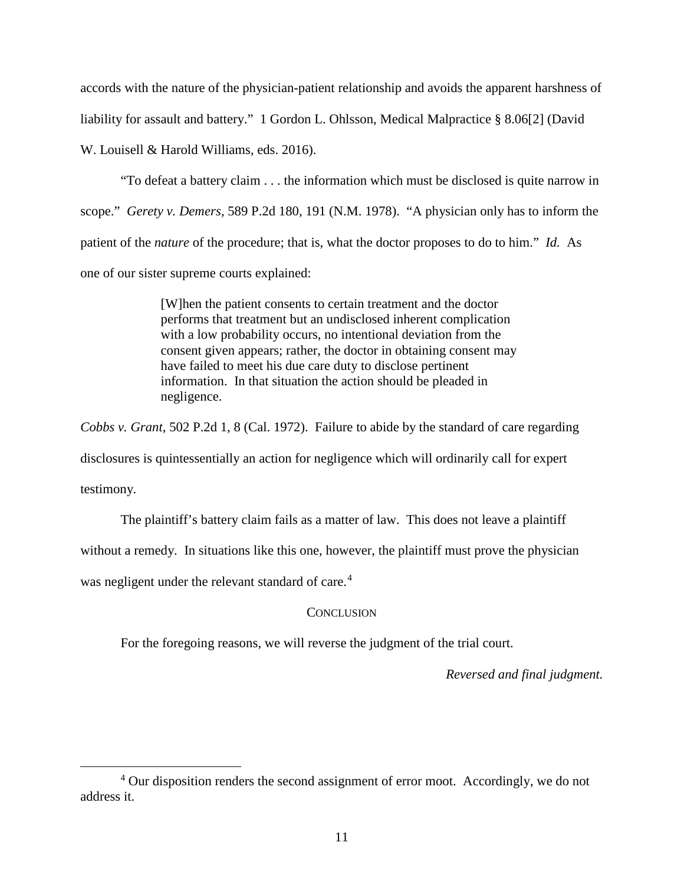accords with the nature of the physician-patient relationship and avoids the apparent harshness of liability for assault and battery." 1 Gordon L. Ohlsson, Medical Malpractice § 8.06[2] (David W. Louisell & Harold Williams, eds. 2016).

"To defeat a battery claim . . . the information which must be disclosed is quite narrow in scope." *Gerety v. Demers*, 589 P.2d 180, 191 (N.M. 1978). "A physician only has to inform the patient of the *nature* of the procedure; that is, what the doctor proposes to do to him." *Id.* As one of our sister supreme courts explained:

> [W]hen the patient consents to certain treatment and the doctor performs that treatment but an undisclosed inherent complication with a low probability occurs, no intentional deviation from the consent given appears; rather, the doctor in obtaining consent may have failed to meet his due care duty to disclose pertinent information. In that situation the action should be pleaded in negligence.

*Cobbs v. Grant*, 502 P.2d 1, 8 (Cal. 1972). Failure to abide by the standard of care regarding disclosures is quintessentially an action for negligence which will ordinarily call for expert testimony.

The plaintiff's battery claim fails as a matter of law. This does not leave a plaintiff without a remedy. In situations like this one, however, the plaintiff must prove the physician was negligent under the relevant standard of care.[4]

## CONCLUSION

For the foregoing reasons, we will reverse the judgment of the trial court.

*Reversed and final judgment.*

---

[4] Our disposition renders the second assignment of error moot. Accordingly, we do not address it.